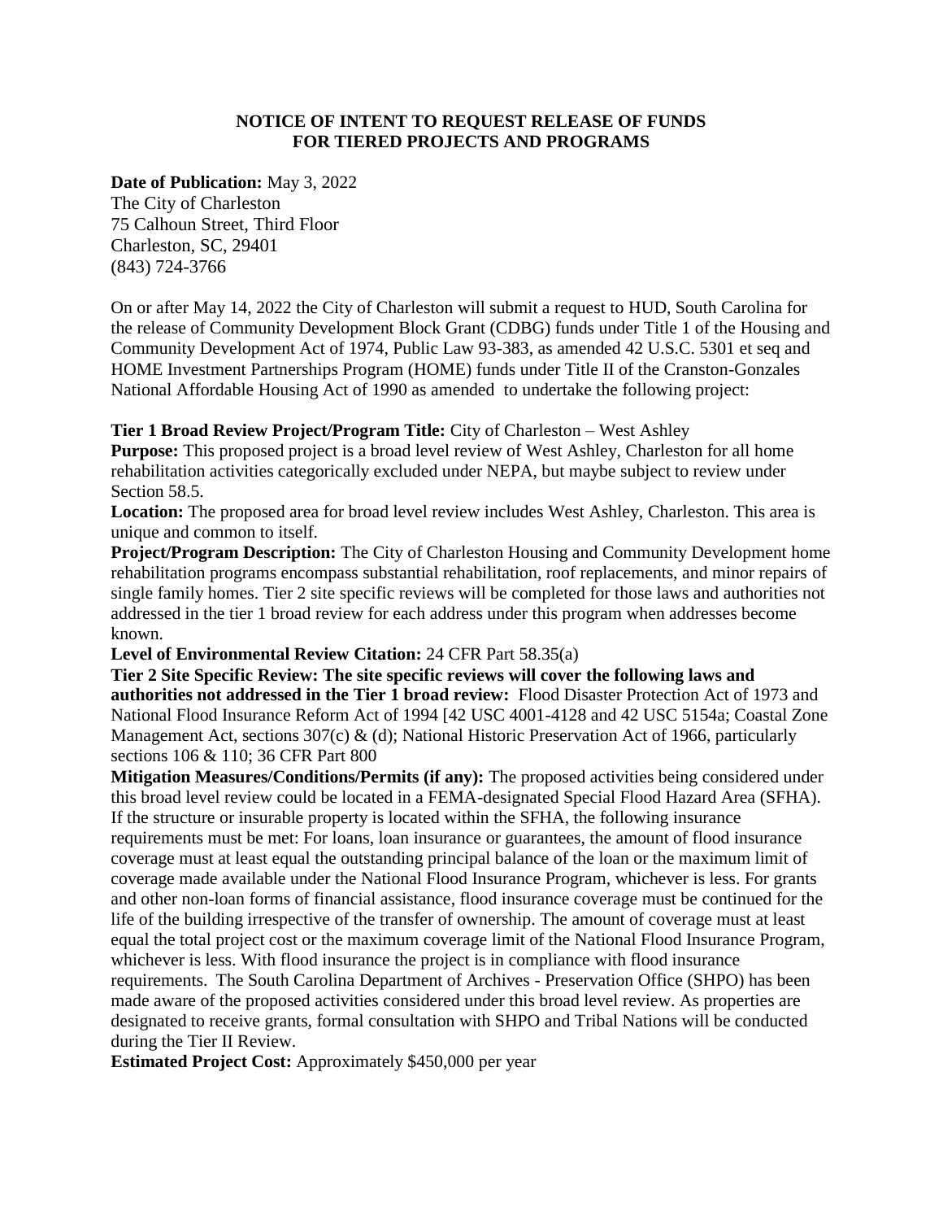# NOTICE OF INTENT TO REQUEST RELEASE OF FUNDS FOR TIERED PROJECTS AND PROGRAMS

**Date of Publication:** May 3, 2022
The City of Charleston
75 Calhoun Street, Third Floor
Charleston, SC, 29401
(843) 724-3766

On or after May 14, 2022 the City of Charleston will submit a request to HUD, South Carolina for the release of Community Development Block Grant (CDBG) funds under Title 1 of the Housing and Community Development Act of 1974, Public Law 93-383, as amended 42 U.S.C. 5301 et seq and HOME Investment Partnerships Program (HOME) funds under Title II of the Cranston-Gonzales National Affordable Housing Act of 1990 as amended to undertake the following project:

**Tier 1 Broad Review Project/Program Title:** City of Charleston – West Ashley
**Purpose:** This proposed project is a broad level review of West Ashley, Charleston for all home rehabilitation activities categorically excluded under NEPA, but maybe subject to review under Section 58.5.
**Location:** The proposed area for broad level review includes West Ashley, Charleston. This area is unique and common to itself.
**Project/Program Description:** The City of Charleston Housing and Community Development home rehabilitation programs encompass substantial rehabilitation, roof replacements, and minor repairs of single family homes. Tier 2 site specific reviews will be completed for those laws and authorities not addressed in the tier 1 broad review for each address under this program when addresses become known.
**Level of Environmental Review Citation:** 24 CFR Part 58.35(a)
**Tier 2 Site Specific Review: The site specific reviews will cover the following laws and authorities not addressed in the Tier 1 broad review:** Flood Disaster Protection Act of 1973 and National Flood Insurance Reform Act of 1994 [42 USC 4001-4128 and 42 USC 5154a; Coastal Zone Management Act, sections 307(c) & (d); National Historic Preservation Act of 1966, particularly sections 106 & 110; 36 CFR Part 800
**Mitigation Measures/Conditions/Permits (if any):** The proposed activities being considered under this broad level review could be located in a FEMA-designated Special Flood Hazard Area (SFHA). If the structure or insurable property is located within the SFHA, the following insurance requirements must be met: For loans, loan insurance or guarantees, the amount of flood insurance coverage must at least equal the outstanding principal balance of the loan or the maximum limit of coverage made available under the National Flood Insurance Program, whichever is less. For grants and other non-loan forms of financial assistance, flood insurance coverage must be continued for the life of the building irrespective of the transfer of ownership. The amount of coverage must at least equal the total project cost or the maximum coverage limit of the National Flood Insurance Program, whichever is less. With flood insurance the project is in compliance with flood insurance requirements. The South Carolina Department of Archives - Preservation Office (SHPO) has been made aware of the proposed activities considered under this broad level review. As properties are designated to receive grants, formal consultation with SHPO and Tribal Nations will be conducted during the Tier II Review.
**Estimated Project Cost:** Approximately $450,000 per year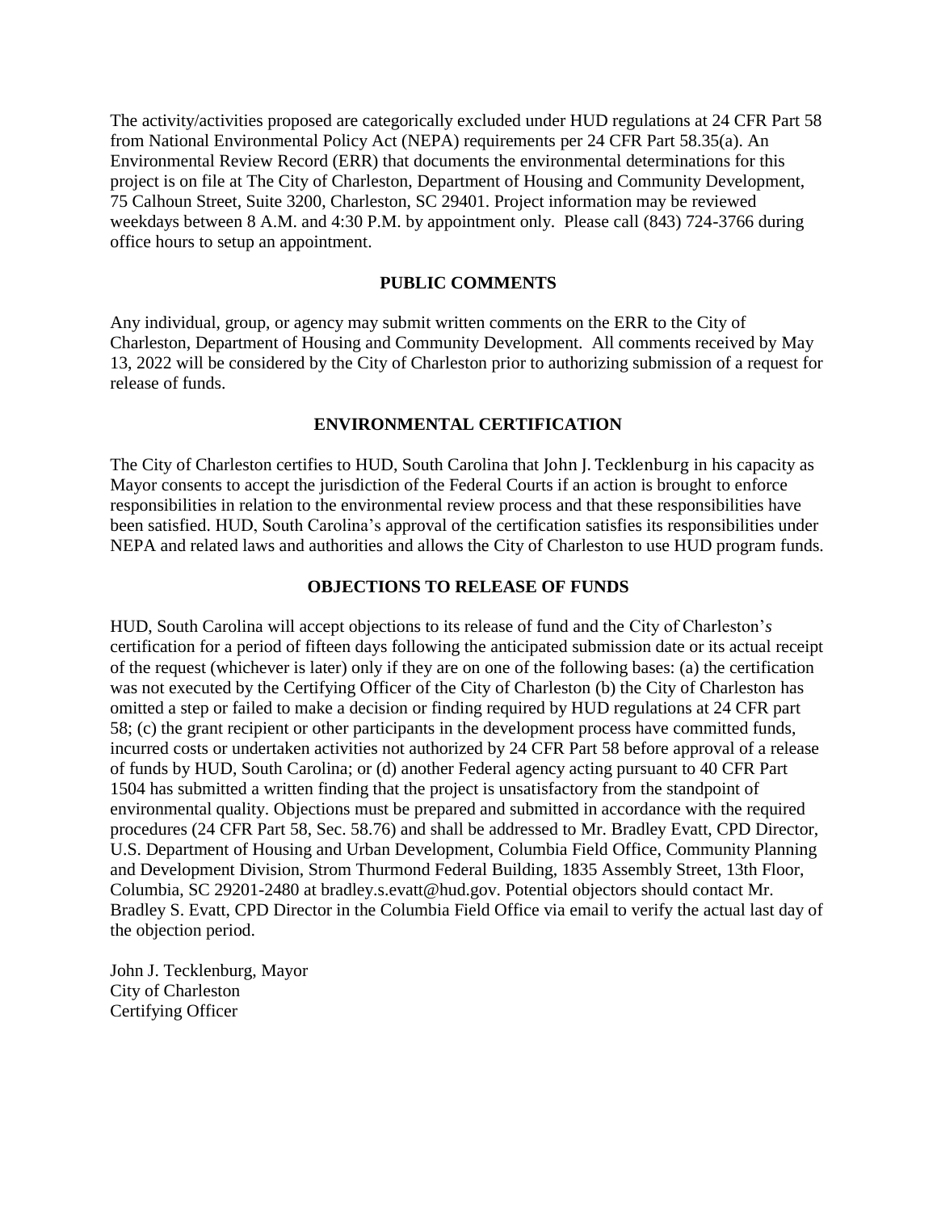The activity/activities proposed are categorically excluded under HUD regulations at 24 CFR Part 58 from National Environmental Policy Act (NEPA) requirements per 24 CFR Part 58.35(a). An Environmental Review Record (ERR) that documents the environmental determinations for this project is on file at The City of Charleston, Department of Housing and Community Development, 75 Calhoun Street, Suite 3200, Charleston, SC 29401. Project information may be reviewed weekdays between 8 A.M. and 4:30 P.M. by appointment only. Please call (843) 724-3766 during office hours to setup an appointment.

## PUBLIC COMMENTS

Any individual, group, or agency may submit written comments on the ERR to the City of Charleston, Department of Housing and Community Development. All comments received by May 13, 2022 will be considered by the City of Charleston prior to authorizing submission of a request for release of funds.

## ENVIRONMENTAL CERTIFICATION

The City of Charleston certifies to HUD, South Carolina that John J. Tecklenburg in his capacity as Mayor consents to accept the jurisdiction of the Federal Courts if an action is brought to enforce responsibilities in relation to the environmental review process and that these responsibilities have been satisfied. HUD, South Carolina's approval of the certification satisfies its responsibilities under NEPA and related laws and authorities and allows the City of Charleston to use HUD program funds.

## OBJECTIONS TO RELEASE OF FUNDS

HUD, South Carolina will accept objections to its release of fund and the City of Charleston's certification for a period of fifteen days following the anticipated submission date or its actual receipt of the request (whichever is later) only if they are on one of the following bases: (a) the certification was not executed by the Certifying Officer of the City of Charleston (b) the City of Charleston has omitted a step or failed to make a decision or finding required by HUD regulations at 24 CFR part 58; (c) the grant recipient or other participants in the development process have committed funds, incurred costs or undertaken activities not authorized by 24 CFR Part 58 before approval of a release of funds by HUD, South Carolina; or (d) another Federal agency acting pursuant to 40 CFR Part 1504 has submitted a written finding that the project is unsatisfactory from the standpoint of environmental quality. Objections must be prepared and submitted in accordance with the required procedures (24 CFR Part 58, Sec. 58.76) and shall be addressed to Mr. Bradley Evatt, CPD Director, U.S. Department of Housing and Urban Development, Columbia Field Office, Community Planning and Development Division, Strom Thurmond Federal Building, 1835 Assembly Street, 13th Floor, Columbia, SC 29201-2480 at bradley.s.evatt@hud.gov. Potential objectors should contact Mr. Bradley S. Evatt, CPD Director in the Columbia Field Office via email to verify the actual last day of the objection period.

John J. Tecklenburg, Mayor
City of Charleston
Certifying Officer